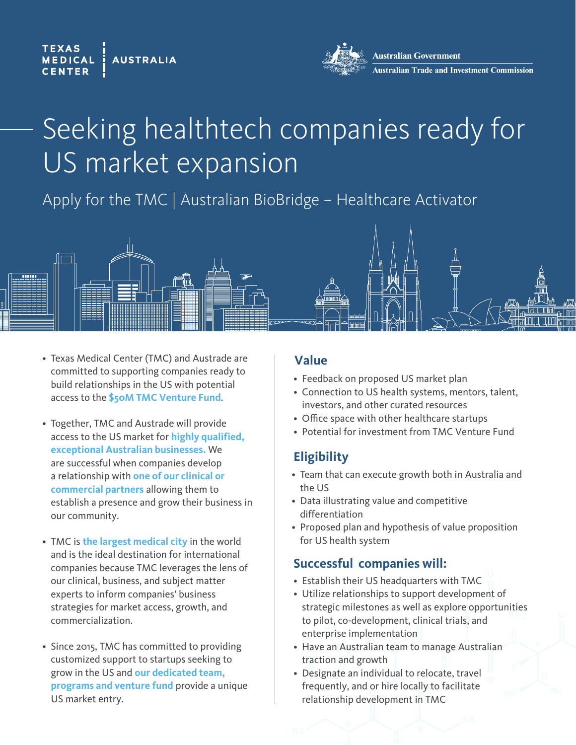TEXAS MEDICAL CENTER | AUSTRALIA

Australian Government
Australian Trade and Investment Commission

# Seeking healthtech companies ready for US market expansion

## Apply for the TMC | Australian BioBridge – Healthcare Activator

- Texas Medical Center (TMC) and Austrade are committed to supporting companies ready to build relationships in the US with potential access to the **$50M TMC Venture Fund**.
- Together, TMC and Austrade will provide access to the US market for **highly qualified, exceptional Australian businesses.** We are successful when companies develop a relationship with **one of our clinical or commercial partners** allowing them to establish a presence and grow their business in our community.
- TMC is **the largest medical city** in the world and is the ideal destination for international companies because TMC leverages the lens of our clinical, business, and subject matter experts to inform companies' business strategies for market access, growth, and commercialization.
- Since 2015, TMC has committed to providing customized support to startups seeking to grow in the US and **our dedicated team, programs and venture fund** provide a unique US market entry.

### Value

- Feedback on proposed US market plan
- Connection to US health systems, mentors, talent, investors, and other curated resources
- Office space with other healthcare startups
- Potential for investment from TMC Venture Fund

### Eligibility

- Team that can execute growth both in Australia and the US
- Data illustrating value and competitive differentiation
- Proposed plan and hypothesis of value proposition for US health system

### Successful companies will:

- Establish their US headquarters with TMC
- Utilize relationships to support development of strategic milestones as well as explore opportunities to pilot, co-development, clinical trials, and enterprise implementation
- Have an Australian team to manage Australian traction and growth
- Designate an individual to relocate, travel frequently, and or hire locally to facilitate relationship development in TMC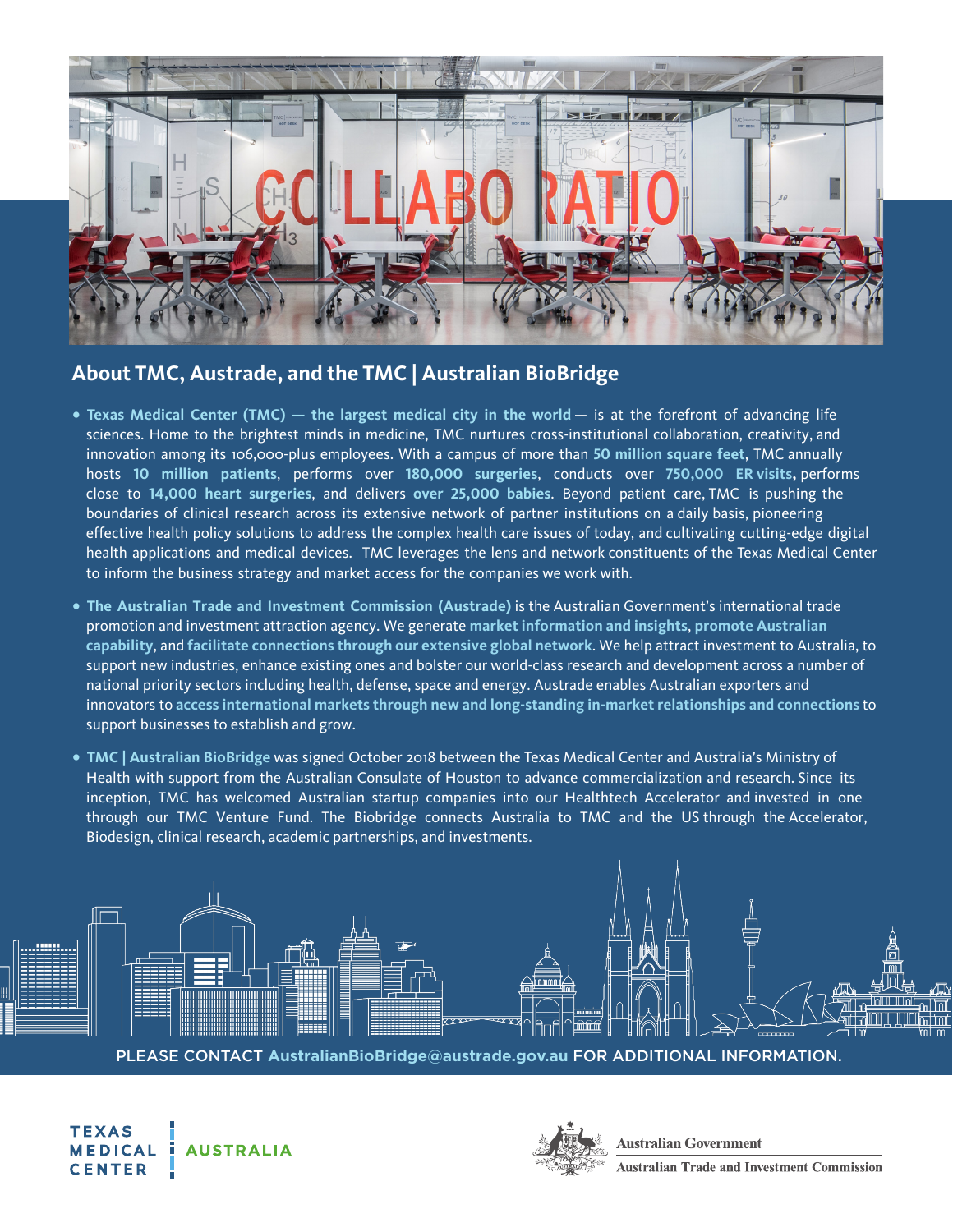## About TMC, Austrade, and the TMC | Australian BioBridge

- **Texas Medical Center (TMC) — the largest medical city in the world** — is at the forefront of advancing life sciences. Home to the brightest minds in medicine, TMC nurtures cross-institutional collaboration, creativity, and innovation among its 106,000-plus employees. With a campus of more than **50 million square feet**, TMC annually hosts **10 million patients**, performs over **180,000 surgeries**, conducts over **750,000 ER visits,** performs close to **14,000 heart surgeries**, and delivers **over 25,000 babies**. Beyond patient care, TMC is pushing the boundaries of clinical research across its extensive network of partner institutions on a daily basis, pioneering effective health policy solutions to address the complex health care issues of today, and cultivating cutting-edge digital health applications and medical devices. TMC leverages the lens and network constituents of the Texas Medical Center to inform the business strategy and market access for the companies we work with.
- **The Australian Trade and Investment Commission (Austrade)** is the Australian Government's international trade promotion and investment attraction agency. We generate **market information and insights**, **promote Australian capability**, and **facilitate connections through our extensive global network**. We help attract investment to Australia, to support new industries, enhance existing ones and bolster our world-class research and development across a number of national priority sectors including health, defense, space and energy. Austrade enables Australian exporters and innovators to **access international markets through new and long-standing in-market relationships and connections** to support businesses to establish and grow.
- **TMC | Australian BioBridge** was signed October 2018 between the Texas Medical Center and Australia's Ministry of Health with support from the Australian Consulate of Houston to advance commercialization and research. Since its inception, TMC has welcomed Australian startup companies into our Healthtech Accelerator and invested in one through our TMC Venture Fund. The Biobridge connects Australia to TMC and the US through the Accelerator, Biodesign, clinical research, academic partnerships, and investments.

PLEASE CONTACT AustralianBioBridge@austrade.gov.au FOR ADDITIONAL INFORMATION.

TEXAS MEDICAL CENTER | AUSTRALIA

Australian Government
Australian Trade and Investment Commission